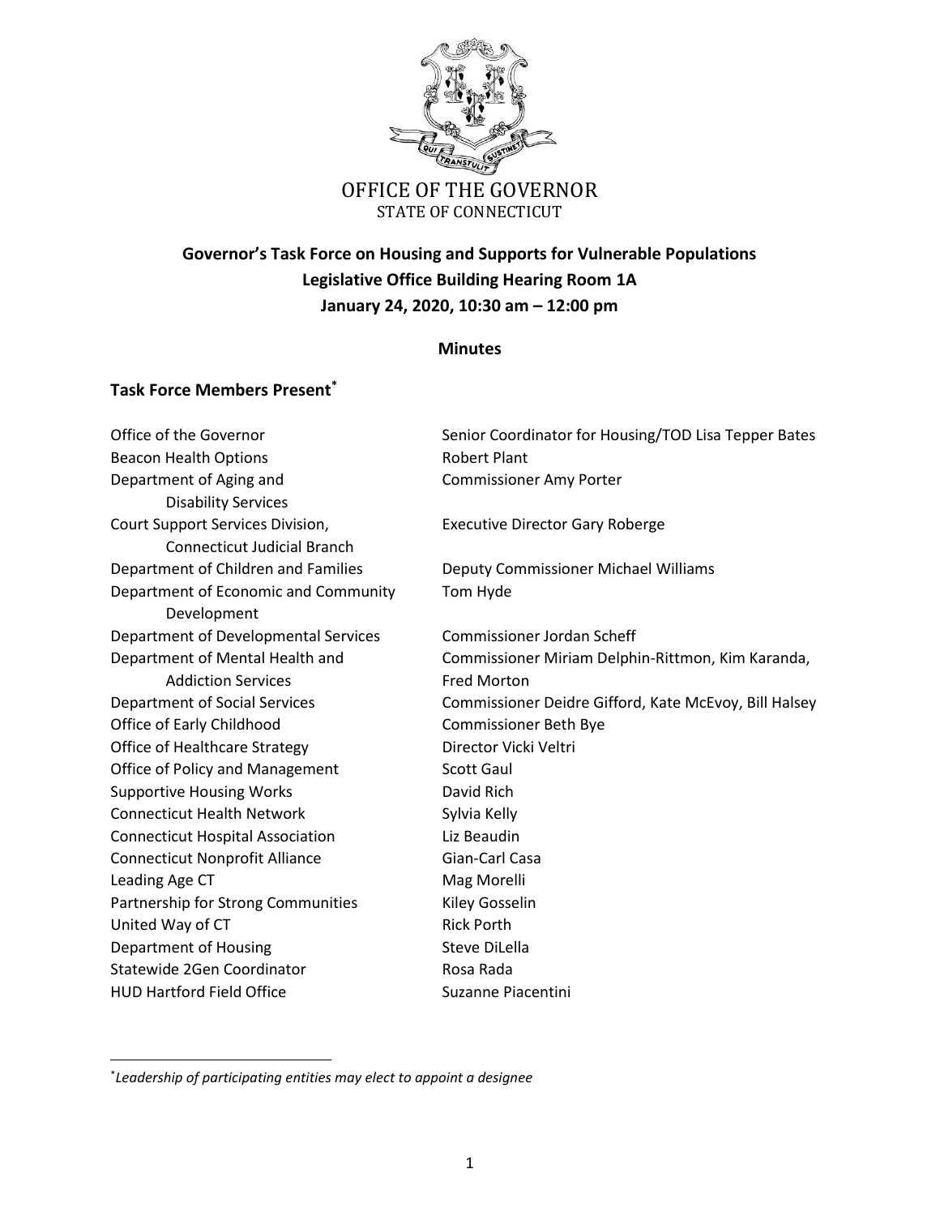OFFICE OF THE GOVERNOR
STATE OF CONNECTICUT

**Governor's Task Force on Housing and Supports for Vulnerable Populations**
**Legislative Office Building Hearing Room 1A**
**January 24, 2020, 10:30 am – 12:00 pm**

**Minutes**

## Task Force Members Present[*]

| | |
|---|---|
| Office of the Governor | Senior Coordinator for Housing/TOD Lisa Tepper Bates |
| Beacon Health Options | Robert Plant |
| Department of Aging and Disability Services | Commissioner Amy Porter |
| Court Support Services Division, Connecticut Judicial Branch | Executive Director Gary Roberge |
| Department of Children and Families | Deputy Commissioner Michael Williams |
| Department of Economic and Community Development | Tom Hyde |
| Department of Developmental Services | Commissioner Jordan Scheff |
| Department of Mental Health and Addiction Services | Commissioner Miriam Delphin-Rittmon, Kim Karanda, Fred Morton |
| Department of Social Services | Commissioner Deidre Gifford, Kate McEvoy, Bill Halsey |
| Office of Early Childhood | Commissioner Beth Bye |
| Office of Healthcare Strategy | Director Vicki Veltri |
| Office of Policy and Management | Scott Gaul |
| Supportive Housing Works | David Rich |
| Connecticut Health Network | Sylvia Kelly |
| Connecticut Hospital Association | Liz Beaudin |
| Connecticut Nonprofit Alliance | Gian-Carl Casa |
| Leading Age CT | Mag Morelli |
| Partnership for Strong Communities | Kiley Gosselin |
| United Way of CT | Rick Porth |
| Department of Housing | Steve DiLella |
| Statewide 2Gen Coordinator | Rosa Rada |
| HUD Hartford Field Office | Suzanne Piacentini |

[*] *Leadership of participating entities may elect to appoint a designee*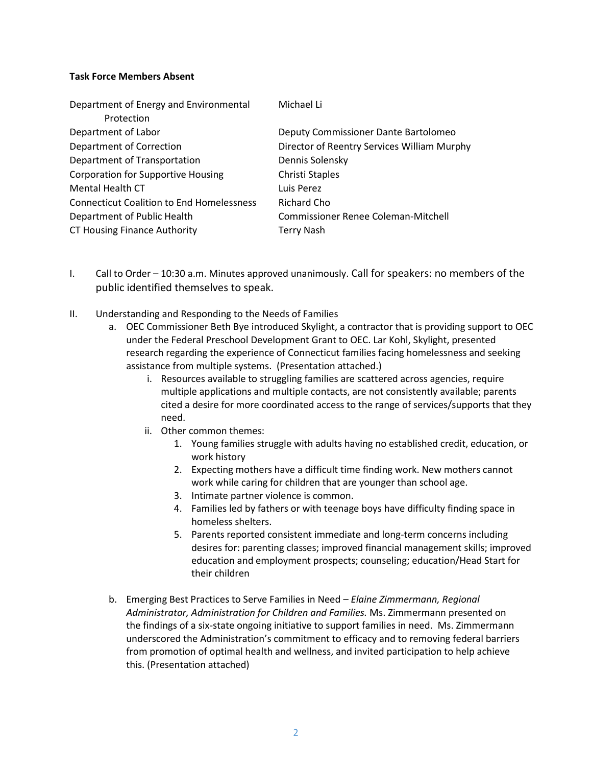**Task Force Members Absent**

| | |
|---|---|
| Department of Energy and Environmental Protection | Michael Li |
| Department of Labor | Deputy Commissioner Dante Bartolomeo |
| Department of Correction | Director of Reentry Services William Murphy |
| Department of Transportation | Dennis Solensky |
| Corporation for Supportive Housing | Christi Staples |
| Mental Health CT | Luis Perez |
| Connecticut Coalition to End Homelessness | Richard Cho |
| Department of Public Health | Commissioner Renee Coleman-Mitchell |
| CT Housing Finance Authority | Terry Nash |

I. Call to Order – 10:30 a.m. Minutes approved unanimously. Call for speakers: no members of the public identified themselves to speak.

II. Understanding and Responding to the Needs of Families

   a. OEC Commissioner Beth Bye introduced Skylight, a contractor that is providing support to OEC under the Federal Preschool Development Grant to OEC. Lar Kohl, Skylight, presented research regarding the experience of Connecticut families facing homelessness and seeking assistance from multiple systems. (Presentation attached.)

      i. Resources available to struggling families are scattered across agencies, require multiple applications and multiple contacts, are not consistently available; parents cited a desire for more coordinated access to the range of services/supports that they need.

      ii. Other common themes:

         1. Young families struggle with adults having no established credit, education, or work history
         2. Expecting mothers have a difficult time finding work. New mothers cannot work while caring for children that are younger than school age.
         3. Intimate partner violence is common.
         4. Families led by fathers or with teenage boys have difficulty finding space in homeless shelters.
         5. Parents reported consistent immediate and long-term concerns including desires for: parenting classes; improved financial management skills; improved education and employment prospects; counseling; education/Head Start for their children

   b. Emerging Best Practices to Serve Families in Need – *Elaine Zimmermann, Regional Administrator, Administration for Children and Families.* Ms. Zimmermann presented on the findings of a six-state ongoing initiative to support families in need. Ms. Zimmermann underscored the Administration's commitment to efficacy and to removing federal barriers from promotion of optimal health and wellness, and invited participation to help achieve this. (Presentation attached)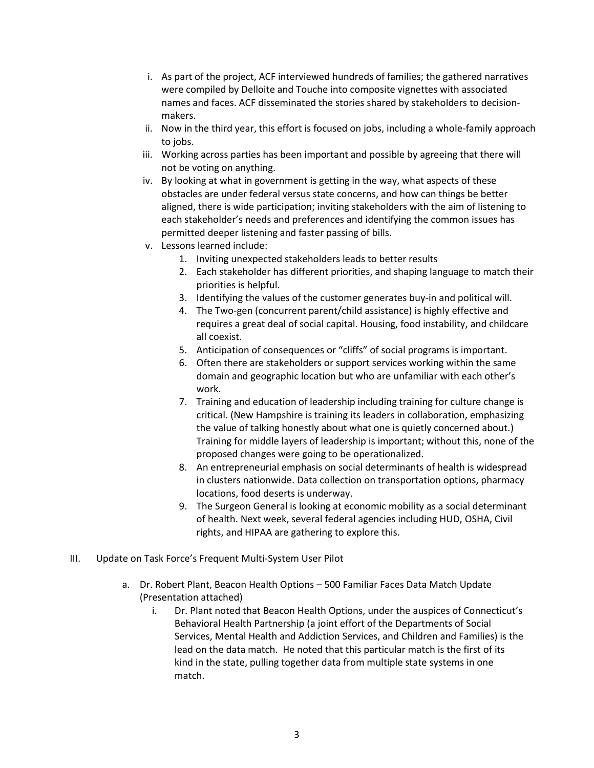i. As part of the project, ACF interviewed hundreds of families; the gathered narratives were compiled by Delloite and Touche into composite vignettes with associated names and faces. ACF disseminated the stories shared by stakeholders to decision-makers.

ii. Now in the third year, this effort is focused on jobs, including a whole-family approach to jobs.

iii. Working across parties has been important and possible by agreeing that there will not be voting on anything.

iv. By looking at what in government is getting in the way, what aspects of these obstacles are under federal versus state concerns, and how can things be better aligned, there is wide participation; inviting stakeholders with the aim of listening to each stakeholder's needs and preferences and identifying the common issues has permitted deeper listening and faster passing of bills.

v. Lessons learned include:

1. Inviting unexpected stakeholders leads to better results
2. Each stakeholder has different priorities, and shaping language to match their priorities is helpful.
3. Identifying the values of the customer generates buy-in and political will.
4. The Two-gen (concurrent parent/child assistance) is highly effective and requires a great deal of social capital. Housing, food instability, and childcare all coexist.
5. Anticipation of consequences or "cliffs" of social programs is important.
6. Often there are stakeholders or support services working within the same domain and geographic location but who are unfamiliar with each other's work.
7. Training and education of leadership including training for culture change is critical. (New Hampshire is training its leaders in collaboration, emphasizing the value of talking honestly about what one is quietly concerned about.) Training for middle layers of leadership is important; without this, none of the proposed changes were going to be operationalized.
8. An entrepreneurial emphasis on social determinants of health is widespread in clusters nationwide. Data collection on transportation options, pharmacy locations, food deserts is underway.
9. The Surgeon General is looking at economic mobility as a social determinant of health. Next week, several federal agencies including HUD, OSHA, Civil rights, and HIPAA are gathering to explore this.

III. Update on Task Force's Frequent Multi-System User Pilot

a. Dr. Robert Plant, Beacon Health Options – 500 Familiar Faces Data Match Update (Presentation attached)

i. Dr. Plant noted that Beacon Health Options, under the auspices of Connecticut's Behavioral Health Partnership (a joint effort of the Departments of Social Services, Mental Health and Addiction Services, and Children and Families) is the lead on the data match. He noted that this particular match is the first of its kind in the state, pulling together data from multiple state systems in one match.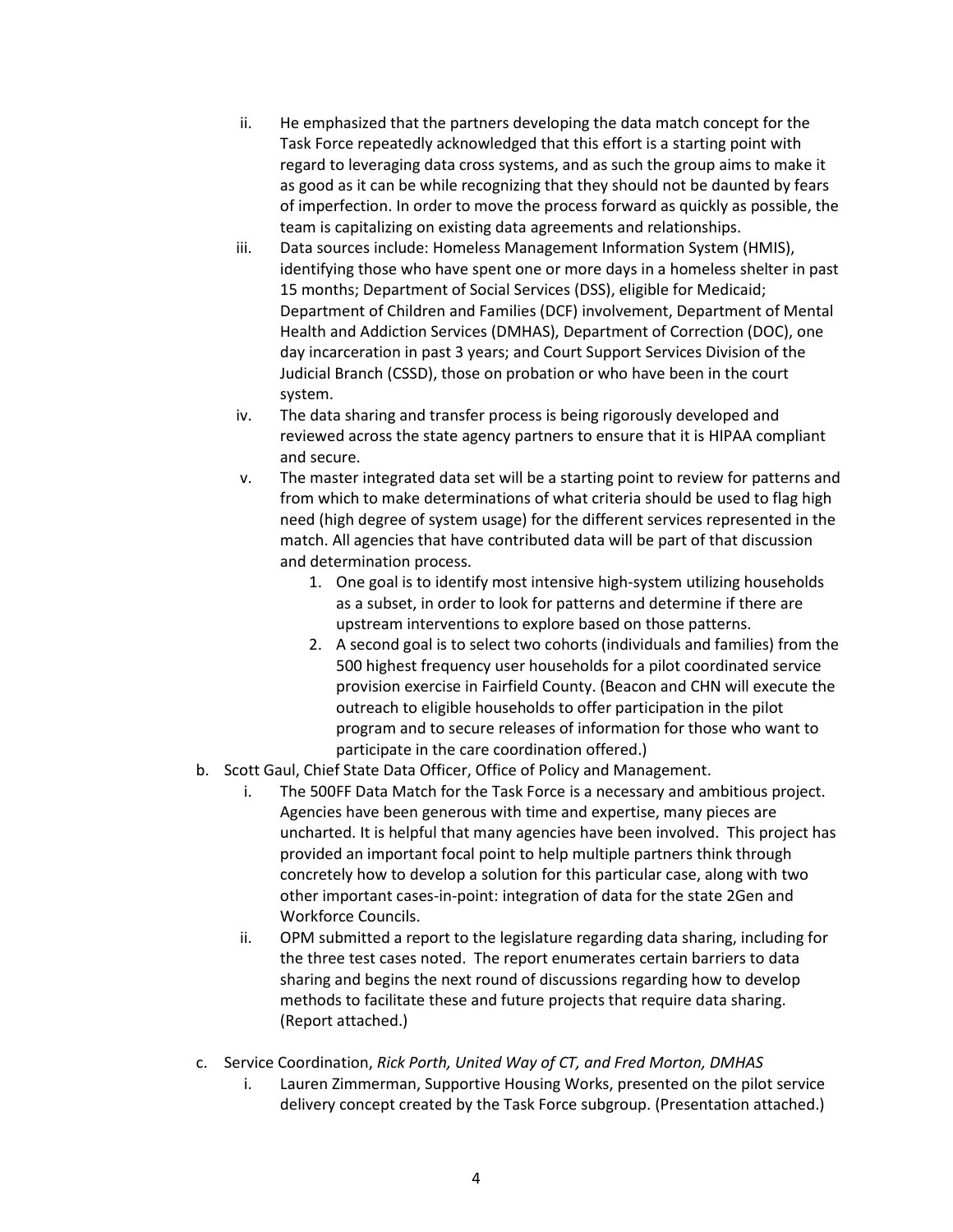ii. He emphasized that the partners developing the data match concept for the Task Force repeatedly acknowledged that this effort is a starting point with regard to leveraging data cross systems, and as such the group aims to make it as good as it can be while recognizing that they should not be daunted by fears of imperfection. In order to move the process forward as quickly as possible, the team is capitalizing on existing data agreements and relationships.

   iii. Data sources include: Homeless Management Information System (HMIS), identifying those who have spent one or more days in a homeless shelter in past 15 months; Department of Social Services (DSS), eligible for Medicaid; Department of Children and Families (DCF) involvement, Department of Mental Health and Addiction Services (DMHAS), Department of Correction (DOC), one day incarceration in past 3 years; and Court Support Services Division of the Judicial Branch (CSSD), those on probation or who have been in the court system.

   iv. The data sharing and transfer process is being rigorously developed and reviewed across the state agency partners to ensure that it is HIPAA compliant and secure.

   v. The master integrated data set will be a starting point to review for patterns and from which to make determinations of what criteria should be used to flag high need (high degree of system usage) for the different services represented in the match. All agencies that have contributed data will be part of that discussion and determination process.

      1. One goal is to identify most intensive high-system utilizing households as a subset, in order to look for patterns and determine if there are upstream interventions to explore based on those patterns.
      2. A second goal is to select two cohorts (individuals and families) from the 500 highest frequency user households for a pilot coordinated service provision exercise in Fairfield County. (Beacon and CHN will execute the outreach to eligible households to offer participation in the pilot program and to secure releases of information for those who want to participate in the care coordination offered.)

b. Scott Gaul, Chief State Data Officer, Office of Policy and Management.

   i. The 500FF Data Match for the Task Force is a necessary and ambitious project. Agencies have been generous with time and expertise, many pieces are uncharted. It is helpful that many agencies have been involved. This project has provided an important focal point to help multiple partners think through concretely how to develop a solution for this particular case, along with two other important cases-in-point: integration of data for the state 2Gen and Workforce Councils.

   ii. OPM submitted a report to the legislature regarding data sharing, including for the three test cases noted. The report enumerates certain barriers to data sharing and begins the next round of discussions regarding how to develop methods to facilitate these and future projects that require data sharing. (Report attached.)

c. Service Coordination, *Rick Porth, United Way of CT, and Fred Morton, DMHAS*

   i. Lauren Zimmerman, Supportive Housing Works, presented on the pilot service delivery concept created by the Task Force subgroup. (Presentation attached.)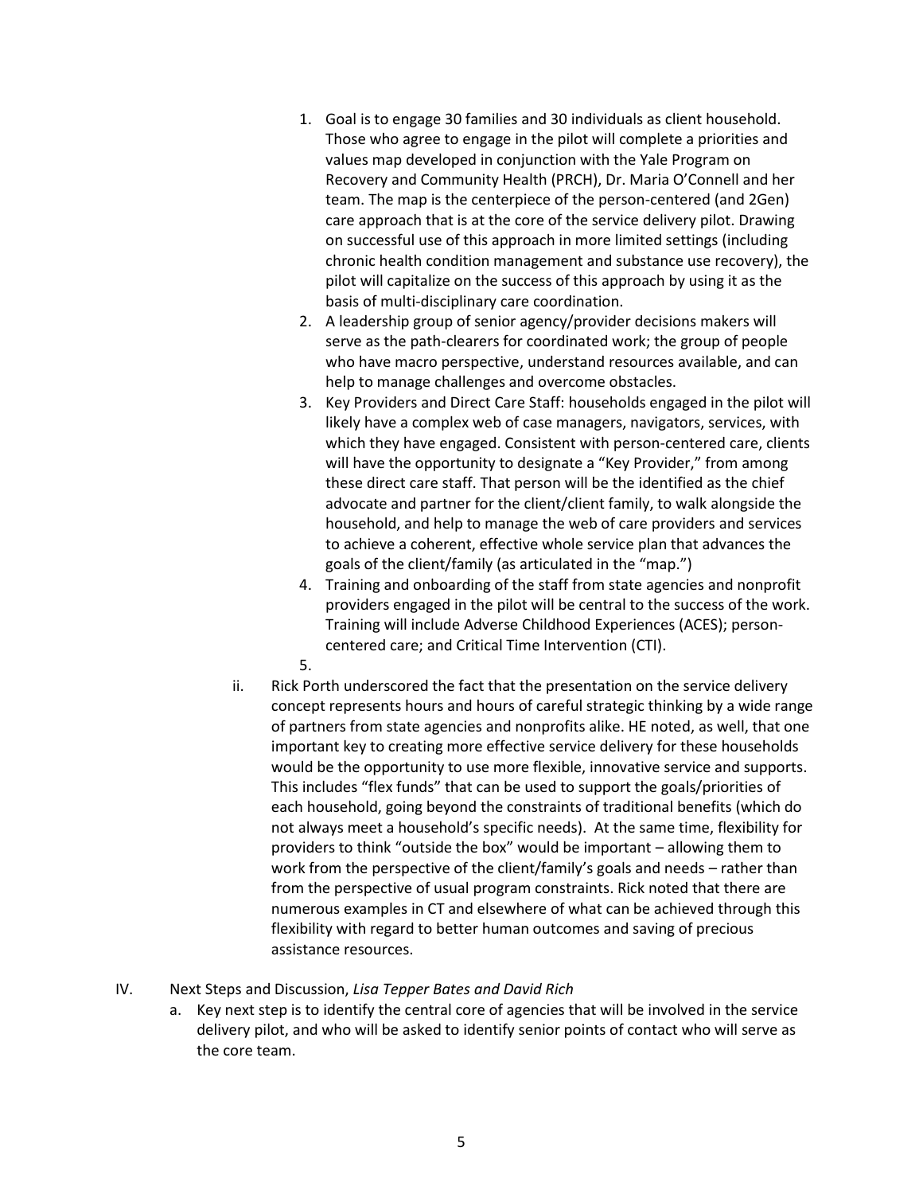1. Goal is to engage 30 families and 30 individuals as client household. Those who agree to engage in the pilot will complete a priorities and values map developed in conjunction with the Yale Program on Recovery and Community Health (PRCH), Dr. Maria O'Connell and her team. The map is the centerpiece of the person-centered (and 2Gen) care approach that is at the core of the service delivery pilot. Drawing on successful use of this approach in more limited settings (including chronic health condition management and substance use recovery), the pilot will capitalize on the success of this approach by using it as the basis of multi-disciplinary care coordination.
2. A leadership group of senior agency/provider decisions makers will serve as the path-clearers for coordinated work; the group of people who have macro perspective, understand resources available, and can help to manage challenges and overcome obstacles.
3. Key Providers and Direct Care Staff: households engaged in the pilot will likely have a complex web of case managers, navigators, services, with which they have engaged. Consistent with person-centered care, clients will have the opportunity to designate a "Key Provider," from among these direct care staff. That person will be the identified as the chief advocate and partner for the client/client family, to walk alongside the household, and help to manage the web of care providers and services to achieve a coherent, effective whole service plan that advances the goals of the client/family (as articulated in the "map.")
4. Training and onboarding of the staff from state agencies and nonprofit providers engaged in the pilot will be central to the success of the work. Training will include Adverse Childhood Experiences (ACES); person-centered care; and Critical Time Intervention (CTI).
5.

ii. Rick Porth underscored the fact that the presentation on the service delivery concept represents hours and hours of careful strategic thinking by a wide range of partners from state agencies and nonprofits alike. HE noted, as well, that one important key to creating more effective service delivery for these households would be the opportunity to use more flexible, innovative service and supports. This includes "flex funds" that can be used to support the goals/priorities of each household, going beyond the constraints of traditional benefits (which do not always meet a household's specific needs). At the same time, flexibility for providers to think "outside the box" would be important – allowing them to work from the perspective of the client/family's goals and needs – rather than from the perspective of usual program constraints. Rick noted that there are numerous examples in CT and elsewhere of what can be achieved through this flexibility with regard to better human outcomes and saving of precious assistance resources.

IV. Next Steps and Discussion, *Lisa Tepper Bates and David Rich*

a. Key next step is to identify the central core of agencies that will be involved in the service delivery pilot, and who will be asked to identify senior points of contact who will serve as the core team.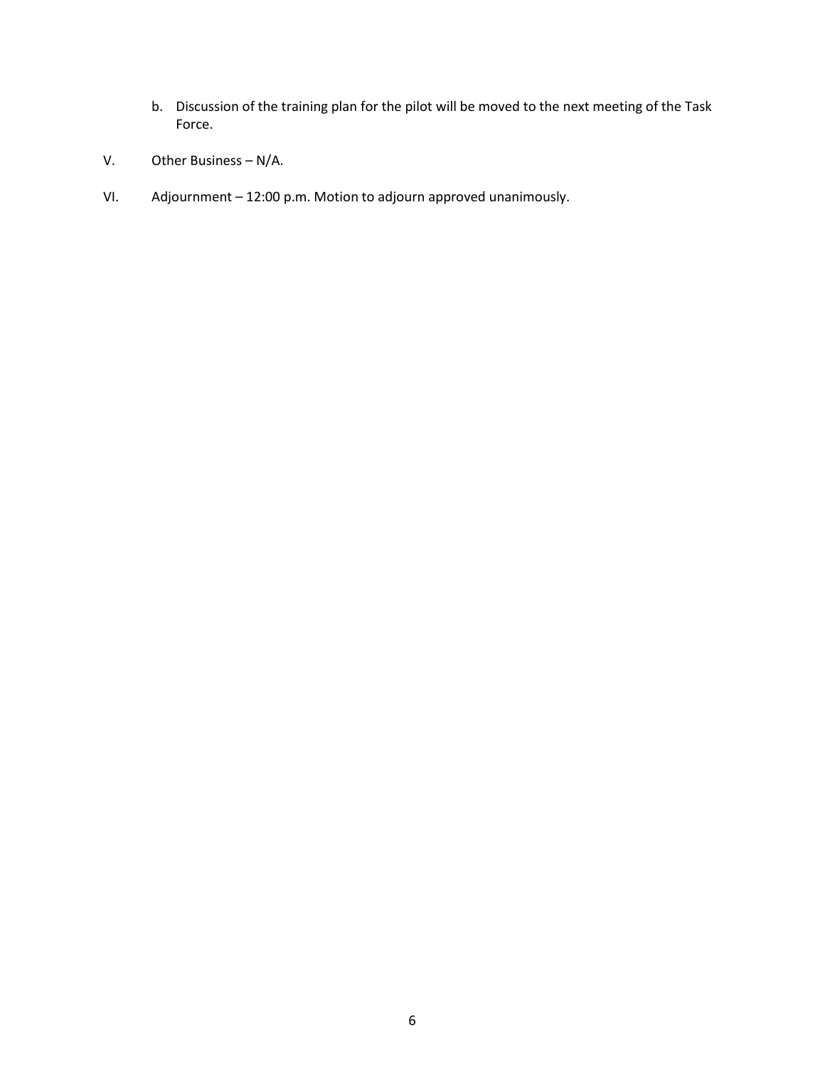b. Discussion of the training plan for the pilot will be moved to the next meeting of the Task Force.

V. Other Business – N/A.

VI. Adjournment – 12:00 p.m. Motion to adjourn approved unanimously.